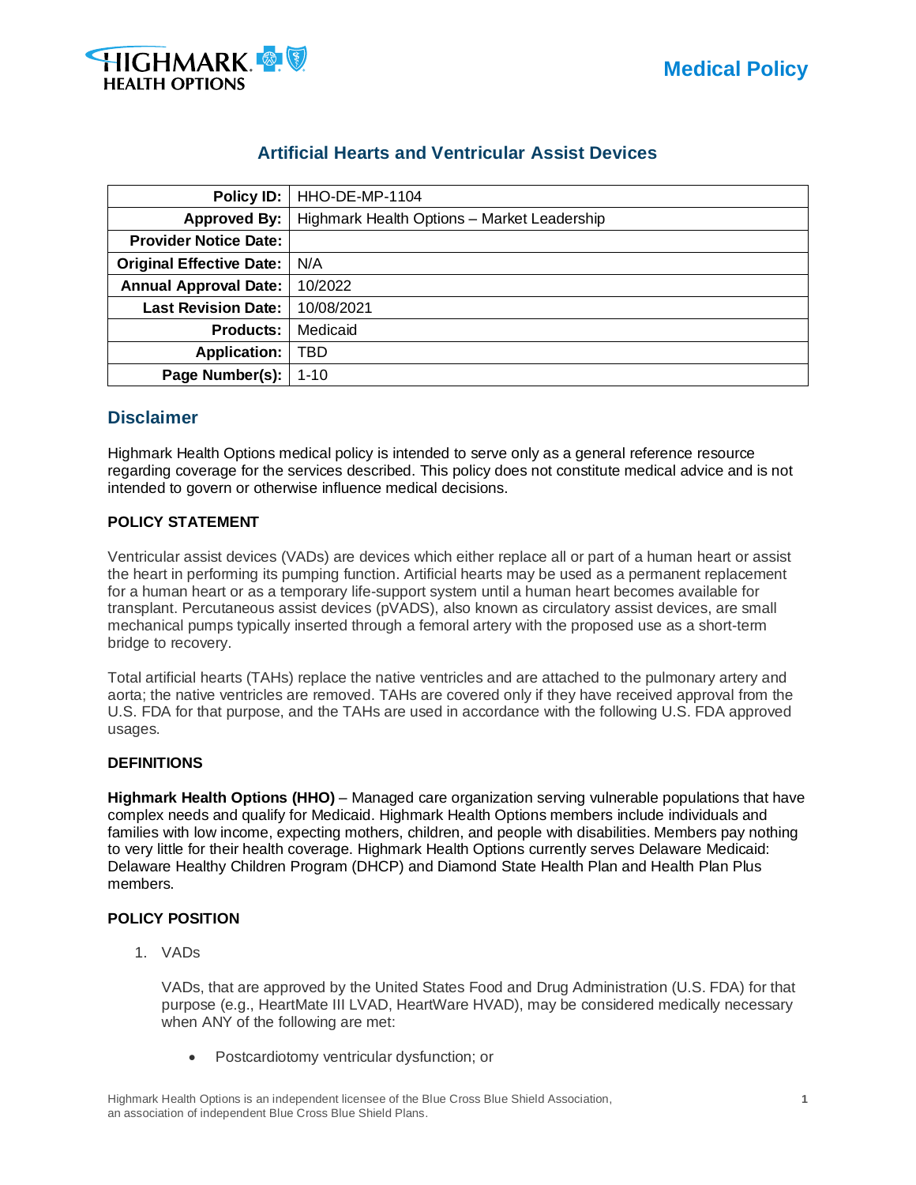# Artificial Hearts and Ventricular Assist Devices

| Policy ID: | HHO-DE-MP-1104 |
|---|---|
| Approved By: | Highmark Health Options – Market Leadership |
| Provider Notice Date: | |
| Original Effective Date: | N/A |
| Annual Approval Date: | 10/2022 |
| Last Revision Date: | 10/08/2021 |
| Products: | Medicaid |
| Application: | TBD |
| Page Number(s): | 1-10 |

## Disclaimer

Highmark Health Options medical policy is intended to serve only as a general reference resource regarding coverage for the services described. This policy does not constitute medical advice and is not intended to govern or otherwise influence medical decisions.

### POLICY STATEMENT

Ventricular assist devices (VADs) are devices which either replace all or part of a human heart or assist the heart in performing its pumping function. Artificial hearts may be used as a permanent replacement for a human heart or as a temporary life-support system until a human heart becomes available for transplant. Percutaneous assist devices (pVADS), also known as circulatory assist devices, are small mechanical pumps typically inserted through a femoral artery with the proposed use as a short-term bridge to recovery.

Total artificial hearts (TAHs) replace the native ventricles and are attached to the pulmonary artery and aorta; the native ventricles are removed. TAHs are covered only if they have received approval from the U.S. FDA for that purpose, and the TAHs are used in accordance with the following U.S. FDA approved usages.

### DEFINITIONS

**Highmark Health Options (HHO)** – Managed care organization serving vulnerable populations that have complex needs and qualify for Medicaid. Highmark Health Options members include individuals and families with low income, expecting mothers, children, and people with disabilities. Members pay nothing to very little for their health coverage. Highmark Health Options currently serves Delaware Medicaid: Delaware Healthy Children Program (DHCP) and Diamond State Health Plan and Health Plan Plus members.

### POLICY POSITION

1. VADs

   VADs, that are approved by the United States Food and Drug Administration (U.S. FDA) for that purpose (e.g., HeartMate III LVAD, HeartWare HVAD), may be considered medically necessary when ANY of the following are met:

   - Postcardiotomy ventricular dysfunction; or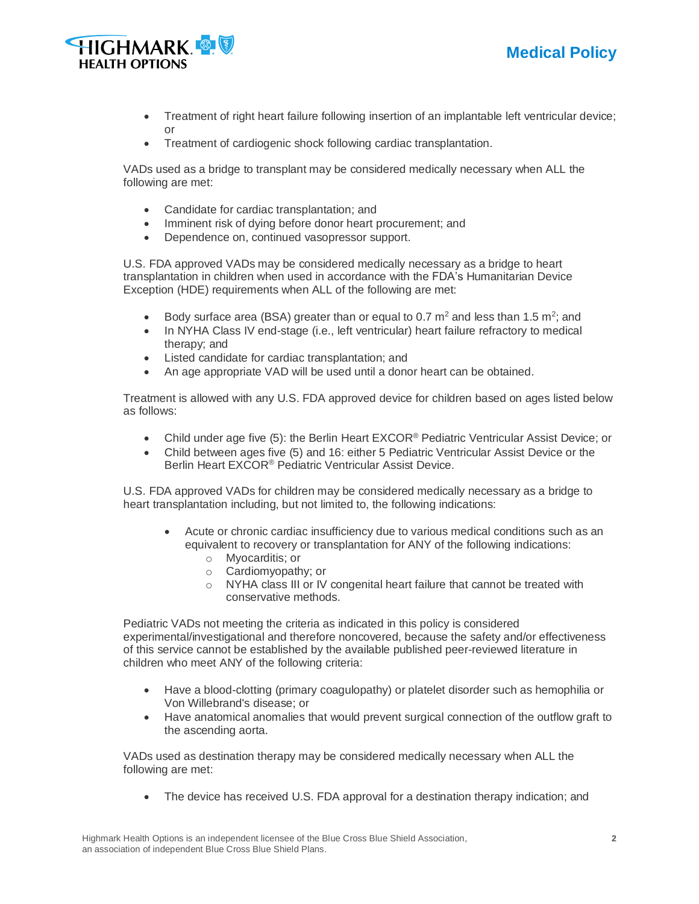- Treatment of right heart failure following insertion of an implantable left ventricular device; or
- Treatment of cardiogenic shock following cardiac transplantation.

VADs used as a bridge to transplant may be considered medically necessary when ALL the following are met:

- Candidate for cardiac transplantation; and
- Imminent risk of dying before donor heart procurement; and
- Dependence on, continued vasopressor support.

U.S. FDA approved VADs may be considered medically necessary as a bridge to heart transplantation in children when used in accordance with the FDA's Humanitarian Device Exception (HDE) requirements when ALL of the following are met:

- Body surface area (BSA) greater than or equal to 0.7 $m^2$ and less than 1.5 $m^2$; and
- In NYHA Class IV end-stage (i.e., left ventricular) heart failure refractory to medical therapy; and
- Listed candidate for cardiac transplantation; and
- An age appropriate VAD will be used until a donor heart can be obtained.

Treatment is allowed with any U.S. FDA approved device for children based on ages listed below as follows:

- Child under age five (5): the Berlin Heart EXCOR® Pediatric Ventricular Assist Device; or
- Child between ages five (5) and 16: either 5 Pediatric Ventricular Assist Device or the Berlin Heart EXCOR® Pediatric Ventricular Assist Device.

U.S. FDA approved VADs for children may be considered medically necessary as a bridge to heart transplantation including, but not limited to, the following indications:

- Acute or chronic cardiac insufficiency due to various medical conditions such as an equivalent to recovery or transplantation for ANY of the following indications:
  - Myocarditis; or
  - Cardiomyopathy; or
  - NYHA class III or IV congenital heart failure that cannot be treated with conservative methods.

Pediatric VADs not meeting the criteria as indicated in this policy is considered experimental/investigational and therefore noncovered, because the safety and/or effectiveness of this service cannot be established by the available published peer-reviewed literature in children who meet ANY of the following criteria:

- Have a blood-clotting (primary coagulopathy) or platelet disorder such as hemophilia or Von Willebrand's disease; or
- Have anatomical anomalies that would prevent surgical connection of the outflow graft to the ascending aorta.

VADs used as destination therapy may be considered medically necessary when ALL the following are met:

- The device has received U.S. FDA approval for a destination therapy indication; and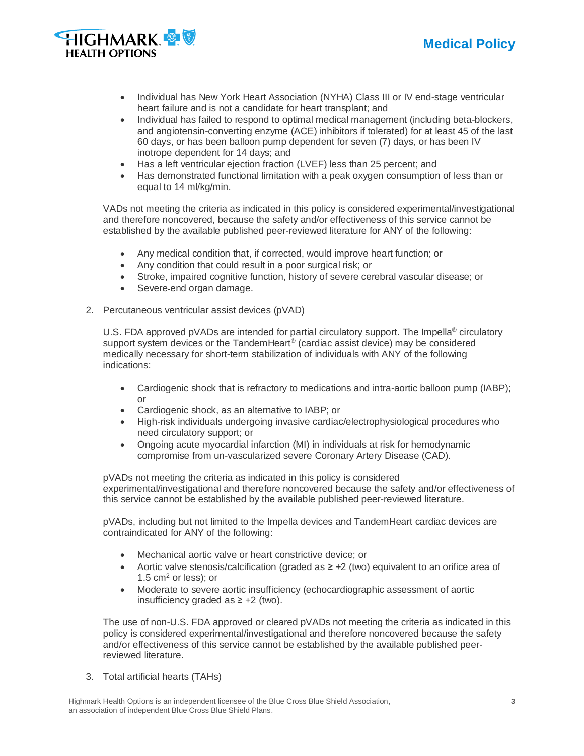- Individual has New York Heart Association (NYHA) Class III or IV end-stage ventricular heart failure and is not a candidate for heart transplant; and
- Individual has failed to respond to optimal medical management (including beta-blockers, and angiotensin-converting enzyme (ACE) inhibitors if tolerated) for at least 45 of the last 60 days, or has been balloon pump dependent for seven (7) days, or has been IV inotrope dependent for 14 days; and
- Has a left ventricular ejection fraction (LVEF) less than 25 percent; and
- Has demonstrated functional limitation with a peak oxygen consumption of less than or equal to 14 ml/kg/min.

VADs not meeting the criteria as indicated in this policy is considered experimental/investigational and therefore noncovered, because the safety and/or effectiveness of this service cannot be established by the available published peer-reviewed literature for ANY of the following:

- Any medical condition that, if corrected, would improve heart function; or
- Any condition that could result in a poor surgical risk; or
- Stroke, impaired cognitive function, history of severe cerebral vascular disease; or
- Severe-end organ damage.

2. Percutaneous ventricular assist devices (pVAD)

   U.S. FDA approved pVADs are intended for partial circulatory support. The Impella® circulatory support system devices or the TandemHeart® (cardiac assist device) may be considered medically necessary for short-term stabilization of individuals with ANY of the following indications:

   - Cardiogenic shock that is refractory to medications and intra-aortic balloon pump (IABP); or
   - Cardiogenic shock, as an alternative to IABP; or
   - High-risk individuals undergoing invasive cardiac/electrophysiological procedures who need circulatory support; or
   - Ongoing acute myocardial infarction (MI) in individuals at risk for hemodynamic compromise from un-vascularized severe Coronary Artery Disease (CAD).

   pVADs not meeting the criteria as indicated in this policy is considered experimental/investigational and therefore noncovered because the safety and/or effectiveness of this service cannot be established by the available published peer-reviewed literature.

   pVADs, including but not limited to the Impella devices and TandemHeart cardiac devices are contraindicated for ANY of the following:

   - Mechanical aortic valve or heart constrictive device; or
   - Aortic valve stenosis/calcification (graded as ≥ +2 (two) equivalent to an orifice area of 1.5 $cm^2$ or less); or
   - Moderate to severe aortic insufficiency (echocardiographic assessment of aortic insufficiency graded as ≥ +2 (two).

   The use of non-U.S. FDA approved or cleared pVADs not meeting the criteria as indicated in this policy is considered experimental/investigational and therefore noncovered because the safety and/or effectiveness of this service cannot be established by the available published peer-reviewed literature.

3. Total artificial hearts (TAHs)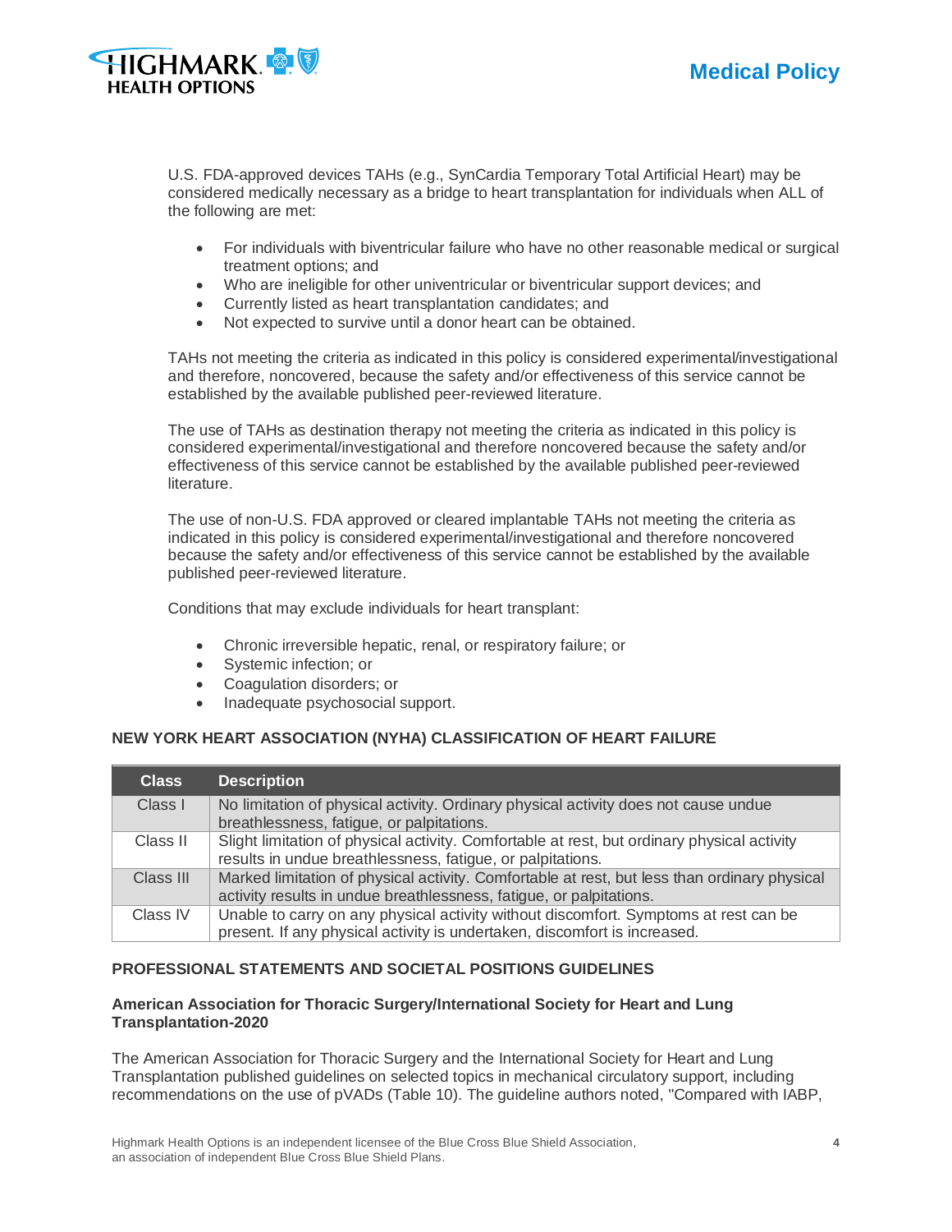U.S. FDA-approved devices TAHs (e.g., SynCardia Temporary Total Artificial Heart) may be considered medically necessary as a bridge to heart transplantation for individuals when ALL of the following are met:

- For individuals with biventricular failure who have no other reasonable medical or surgical treatment options; and
- Who are ineligible for other univentricular or biventricular support devices; and
- Currently listed as heart transplantation candidates; and
- Not expected to survive until a donor heart can be obtained.

TAHs not meeting the criteria as indicated in this policy is considered experimental/investigational and therefore, noncovered, because the safety and/or effectiveness of this service cannot be established by the available published peer-reviewed literature.

The use of TAHs as destination therapy not meeting the criteria as indicated in this policy is considered experimental/investigational and therefore noncovered because the safety and/or effectiveness of this service cannot be established by the available published peer-reviewed literature.

The use of non-U.S. FDA approved or cleared implantable TAHs not meeting the criteria as indicated in this policy is considered experimental/investigational and therefore noncovered because the safety and/or effectiveness of this service cannot be established by the available published peer-reviewed literature.

Conditions that may exclude individuals for heart transplant:

- Chronic irreversible hepatic, renal, or respiratory failure; or
- Systemic infection; or
- Coagulation disorders; or
- Inadequate psychosocial support.

**NEW YORK HEART ASSOCIATION (NYHA) CLASSIFICATION OF HEART FAILURE**

| Class | Description |
|---|---|
| Class I | No limitation of physical activity. Ordinary physical activity does not cause undue breathlessness, fatigue, or palpitations. |
| Class II | Slight limitation of physical activity. Comfortable at rest, but ordinary physical activity results in undue breathlessness, fatigue, or palpitations. |
| Class III | Marked limitation of physical activity. Comfortable at rest, but less than ordinary physical activity results in undue breathlessness, fatigue, or palpitations. |
| Class IV | Unable to carry on any physical activity without discomfort. Symptoms at rest can be present. If any physical activity is undertaken, discomfort is increased. |

**PROFESSIONAL STATEMENTS AND SOCIETAL POSITIONS GUIDELINES**

**American Association for Thoracic Surgery/International Society for Heart and Lung Transplantation-2020**

The American Association for Thoracic Surgery and the International Society for Heart and Lung Transplantation published guidelines on selected topics in mechanical circulatory support, including recommendations on the use of pVADs (Table 10). The guideline authors noted, "Compared with IABP,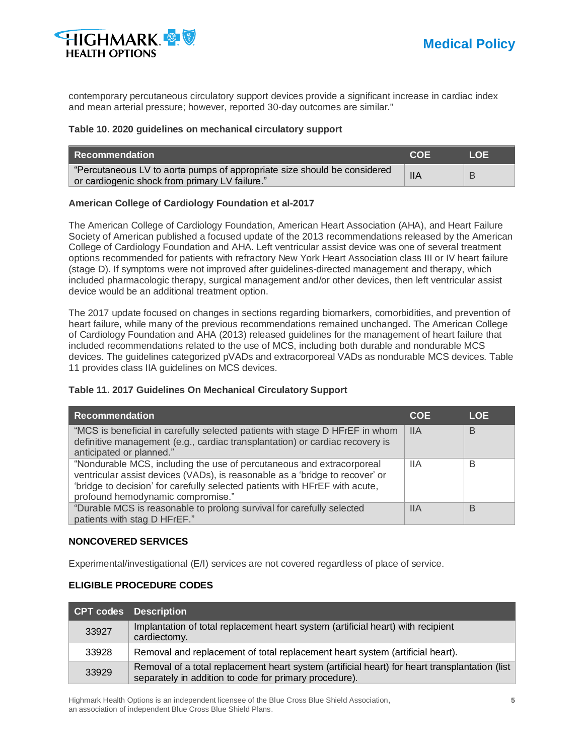contemporary percutaneous circulatory support devices provide a significant increase in cardiac index and mean arterial pressure; however, reported 30-day outcomes are similar."

**Table 10. 2020 guidelines on mechanical circulatory support**

| Recommendation | COE | LOE |
|---|---|---|
| "Percutaneous LV to aorta pumps of appropriate size should be considered or cardiogenic shock from primary LV failure." | IIA | B |

**American College of Cardiology Foundation et al-2017**

The American College of Cardiology Foundation, American Heart Association (AHA), and Heart Failure Society of American published a focused update of the 2013 recommendations released by the American College of Cardiology Foundation and AHA. Left ventricular assist device was one of several treatment options recommended for patients with refractory New York Heart Association class III or IV heart failure (stage D). If symptoms were not improved after guidelines-directed management and therapy, which included pharmacologic therapy, surgical management and/or other devices, then left ventricular assist device would be an additional treatment option.

The 2017 update focused on changes in sections regarding biomarkers, comorbidities, and prevention of heart failure, while many of the previous recommendations remained unchanged. The American College of Cardiology Foundation and AHA (2013) released guidelines for the management of heart failure that included recommendations related to the use of MCS, including both durable and nondurable MCS devices. The guidelines categorized pVADs and extracorporeal VADs as nondurable MCS devices. Table 11 provides class IIA guidelines on MCS devices.

**Table 11. 2017 Guidelines On Mechanical Circulatory Support**

| Recommendation | COE | LOE |
|---|---|---|
| "MCS is beneficial in carefully selected patients with stage D HFrEF in whom definitive management (e.g., cardiac transplantation) or cardiac recovery is anticipated or planned." | IIA | B |
| "Nondurable MCS, including the use of percutaneous and extracorporeal ventricular assist devices (VADs), is reasonable as a 'bridge to recover' or 'bridge to decision' for carefully selected patients with HFrEF with acute, profound hemodynamic compromise." | IIA | B |
| "Durable MCS is reasonable to prolong survival for carefully selected patients with stag D HFrEF." | IIA | B |

**NONCOVERED SERVICES**

Experimental/investigational (E/I) services are not covered regardless of place of service.

**ELIGIBLE PROCEDURE CODES**

| CPT codes | Description |
|---|---|
| 33927 | Implantation of total replacement heart system (artificial heart) with recipient cardiectomy. |
| 33928 | Removal and replacement of total replacement heart system (artificial heart). |
| 33929 | Removal of a total replacement heart system (artificial heart) for heart transplantation (list separately in addition to code for primary procedure). |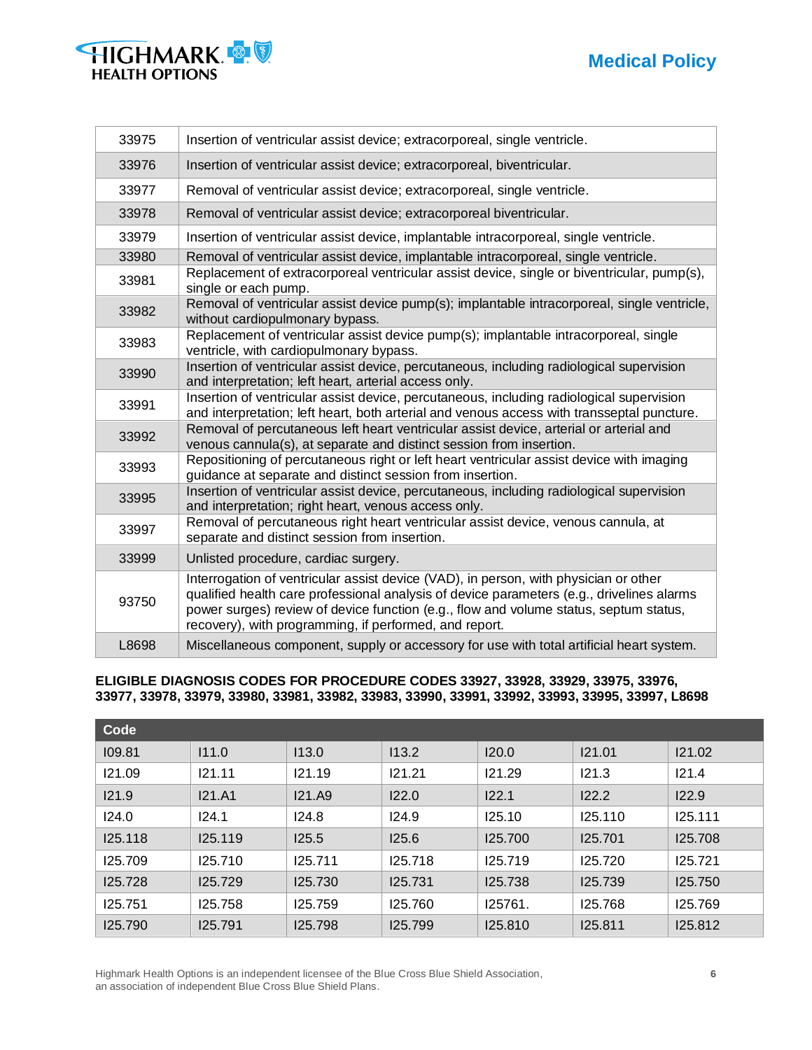| | |
|---|---|
| 33975 | Insertion of ventricular assist device; extracorporeal, single ventricle. |
| 33976 | Insertion of ventricular assist device; extracorporeal, biventricular. |
| 33977 | Removal of ventricular assist device; extracorporeal, single ventricle. |
| 33978 | Removal of ventricular assist device; extracorporeal biventricular. |
| 33979 | Insertion of ventricular assist device, implantable intracorporeal, single ventricle. |
| 33980 | Removal of ventricular assist device, implantable intracorporeal, single ventricle. |
| 33981 | Replacement of extracorporeal ventricular assist device, single or biventricular, pump(s), single or each pump. |
| 33982 | Removal of ventricular assist device pump(s); implantable intracorporeal, single ventricle, without cardiopulmonary bypass. |
| 33983 | Replacement of ventricular assist device pump(s); implantable intracorporeal, single ventricle, with cardiopulmonary bypass. |
| 33990 | Insertion of ventricular assist device, percutaneous, including radiological supervision and interpretation; left heart, arterial access only. |
| 33991 | Insertion of ventricular assist device, percutaneous, including radiological supervision and interpretation; left heart, both arterial and venous access with transseptal puncture. |
| 33992 | Removal of percutaneous left heart ventricular assist device, arterial or arterial and venous cannula(s), at separate and distinct session from insertion. |
| 33993 | Repositioning of percutaneous right or left heart ventricular assist device with imaging guidance at separate and distinct session from insertion. |
| 33995 | Insertion of ventricular assist device, percutaneous, including radiological supervision and interpretation; right heart, venous access only. |
| 33997 | Removal of percutaneous right heart ventricular assist device, venous cannula, at separate and distinct session from insertion. |
| 33999 | Unlisted procedure, cardiac surgery. |
| 93750 | Interrogation of ventricular assist device (VAD), in person, with physician or other qualified health care professional analysis of device parameters (e.g., drivelines alarms power surges) review of device function (e.g., flow and volume status, septum status, recovery), with programming, if performed, and report. |
| L8698 | Miscellaneous component, supply or accessory for use with total artificial heart system. |

**ELIGIBLE DIAGNOSIS CODES FOR PROCEDURE CODES 33927, 33928, 33929, 33975, 33976, 33977, 33978, 33979, 33980, 33981, 33982, 33983, 33990, 33991, 33992, 33993, 33995, 33997, L8698**

| Code | | | | | | |
|---|---|---|---|---|---|---|
| I09.81 | I11.0 | I13.0 | I13.2 | I20.0 | I21.01 | I21.02 |
| I21.09 | I21.11 | I21.19 | I21.21 | I21.29 | I21.3 | I21.4 |
| I21.9 | I21.A1 | I21.A9 | I22.0 | I22.1 | I22.2 | I22.9 |
| I24.0 | I24.1 | I24.8 | I24.9 | I25.10 | I25.110 | I25.111 |
| I25.118 | I25.119 | I25.5 | I25.6 | I25.700 | I25.701 | I25.708 |
| I25.709 | I25.710 | I25.711 | I25.718 | I25.719 | I25.720 | I25.721 |
| I25.728 | I25.729 | I25.730 | I25.731 | I25.738 | I25.739 | I25.750 |
| I25.751 | I25.758 | I25.759 | I25.760 | I25761. | I25.768 | I25.769 |
| I25.790 | I25.791 | I25.798 | I25.799 | I25.810 | I25.811 | I25.812 |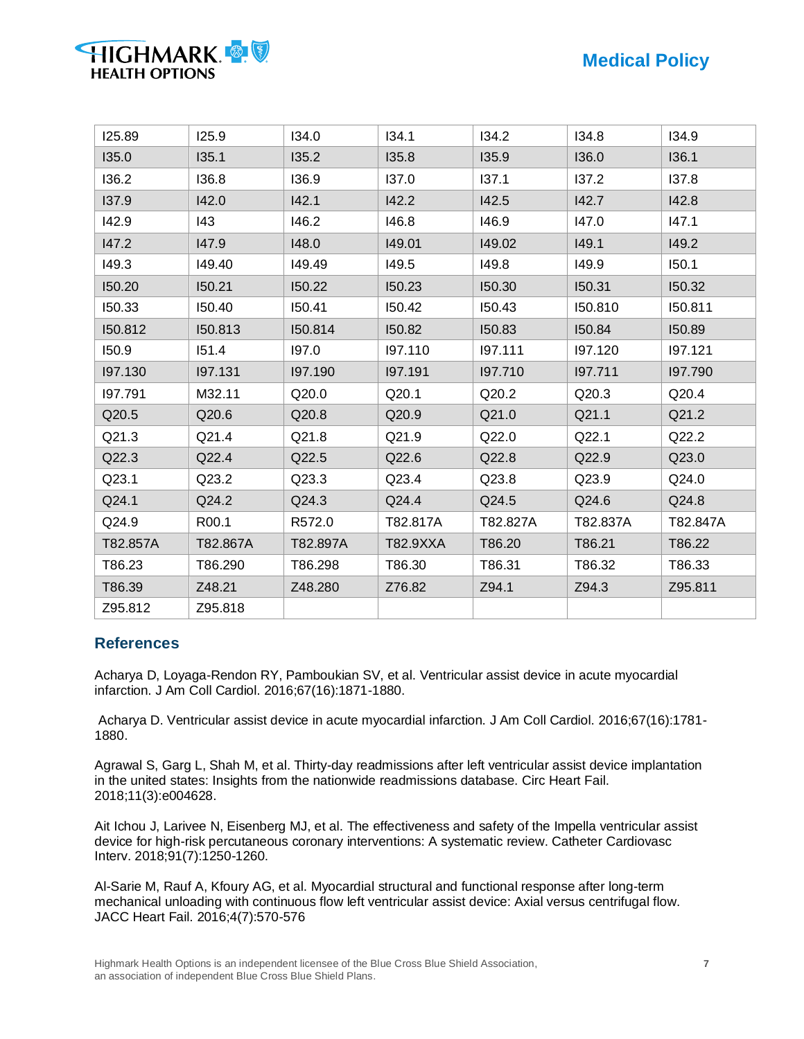| I25.89 | I25.9 | I34.0 | I34.1 | I34.2 | I34.8 | I34.9 |
|---|---|---|---|---|---|---|
| I35.0 | I35.1 | I35.2 | I35.8 | I35.9 | I36.0 | I36.1 |
| I36.2 | I36.8 | I36.9 | I37.0 | I37.1 | I37.2 | I37.8 |
| I37.9 | I42.0 | I42.1 | I42.2 | I42.5 | I42.7 | I42.8 |
| I42.9 | I43 | I46.2 | I46.8 | I46.9 | I47.0 | I47.1 |
| I47.2 | I47.9 | I48.0 | I49.01 | I49.02 | I49.1 | I49.2 |
| I49.3 | I49.40 | I49.49 | I49.5 | I49.8 | I49.9 | I50.1 |
| I50.20 | I50.21 | I50.22 | I50.23 | I50.30 | I50.31 | I50.32 |
| I50.33 | I50.40 | I50.41 | I50.42 | I50.43 | I50.810 | I50.811 |
| I50.812 | I50.813 | I50.814 | I50.82 | I50.83 | I50.84 | I50.89 |
| I50.9 | I51.4 | I97.0 | I97.110 | I97.111 | I97.120 | I97.121 |
| I97.130 | I97.131 | I97.190 | I97.191 | I97.710 | I97.711 | I97.790 |
| I97.791 | M32.11 | Q20.0 | Q20.1 | Q20.2 | Q20.3 | Q20.4 |
| Q20.5 | Q20.6 | Q20.8 | Q20.9 | Q21.0 | Q21.1 | Q21.2 |
| Q21.3 | Q21.4 | Q21.8 | Q21.9 | Q22.0 | Q22.1 | Q22.2 |
| Q22.3 | Q22.4 | Q22.5 | Q22.6 | Q22.8 | Q22.9 | Q23.0 |
| Q23.1 | Q23.2 | Q23.3 | Q23.4 | Q23.8 | Q23.9 | Q24.0 |
| Q24.1 | Q24.2 | Q24.3 | Q24.4 | Q24.5 | Q24.6 | Q24.8 |
| Q24.9 | R00.1 | R572.0 | T82.817A | T82.827A | T82.837A | T82.847A |
| T82.857A | T82.867A | T82.897A | T82.9XXA | T86.20 | T86.21 | T86.22 |
| T86.23 | T86.290 | T86.298 | T86.30 | T86.31 | T86.32 | T86.33 |
| T86.39 | Z48.21 | Z48.280 | Z76.82 | Z94.1 | Z94.3 | Z95.811 |
| Z95.812 | Z95.818 | | | | | |

## References

Acharya D, Loyaga-Rendon RY, Pamboukian SV, et al. Ventricular assist device in acute myocardial infarction. J Am Coll Cardiol. 2016;67(16):1871-1880.

Acharya D. Ventricular assist device in acute myocardial infarction. J Am Coll Cardiol. 2016;67(16):1781-1880.

Agrawal S, Garg L, Shah M, et al. Thirty-day readmissions after left ventricular assist device implantation in the united states: Insights from the nationwide readmissions database. Circ Heart Fail. 2018;11(3):e004628.

Ait Ichou J, Larivee N, Eisenberg MJ, et al. The effectiveness and safety of the Impella ventricular assist device for high-risk percutaneous coronary interventions: A systematic review. Catheter Cardiovasc Interv. 2018;91(7):1250-1260.

Al-Sarie M, Rauf A, Kfoury AG, et al. Myocardial structural and functional response after long-term mechanical unloading with continuous flow left ventricular assist device: Axial versus centrifugal flow. JACC Heart Fail. 2016;4(7):570-576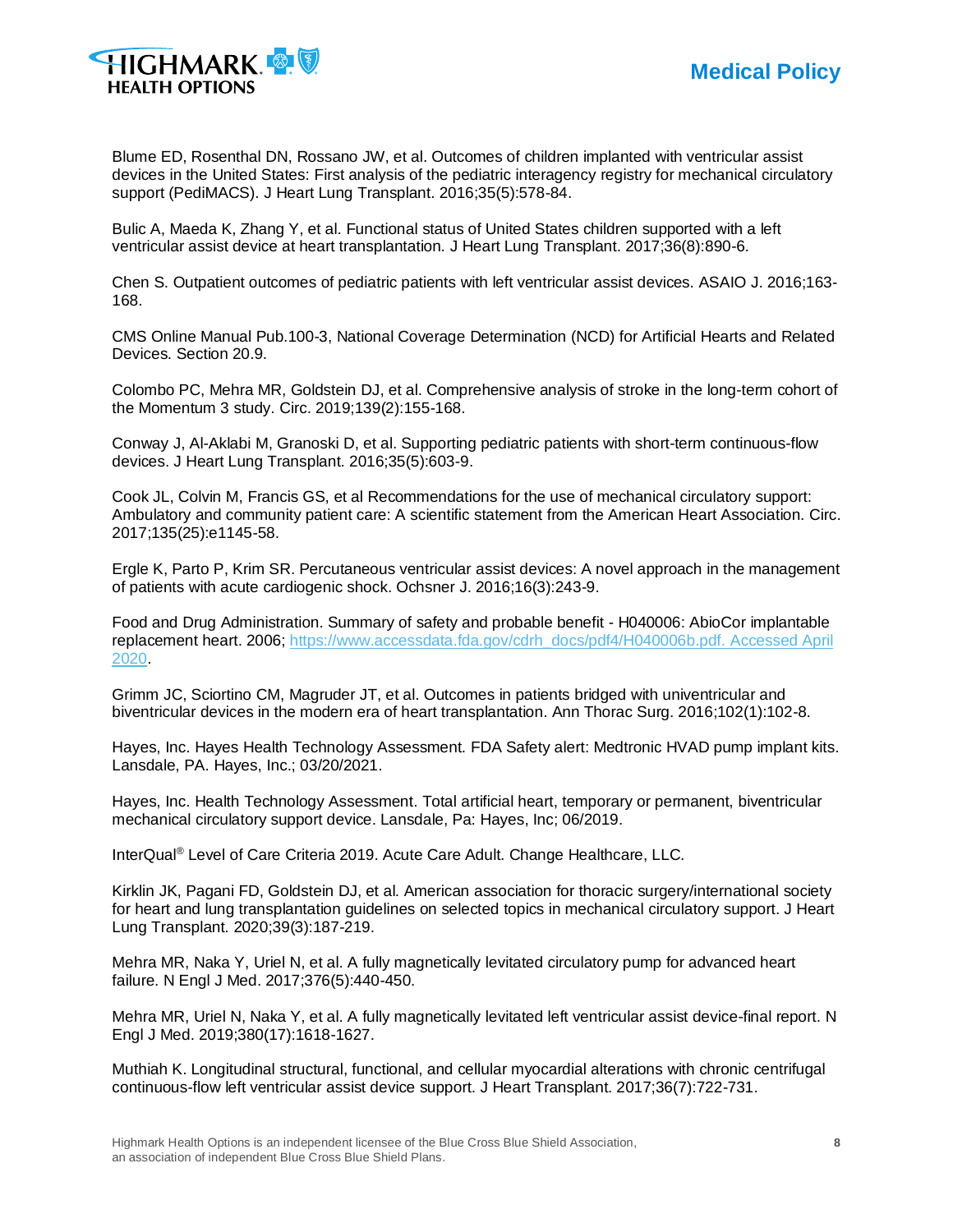Blume ED, Rosenthal DN, Rossano JW, et al. Outcomes of children implanted with ventricular assist devices in the United States: First analysis of the pediatric interagency registry for mechanical circulatory support (PediMACS). J Heart Lung Transplant. 2016;35(5):578-84.

Bulic A, Maeda K, Zhang Y, et al. Functional status of United States children supported with a left ventricular assist device at heart transplantation. J Heart Lung Transplant. 2017;36(8):890-6.

Chen S. Outpatient outcomes of pediatric patients with left ventricular assist devices. ASAIO J. 2016;163-168.

CMS Online Manual Pub.100-3, National Coverage Determination (NCD) for Artificial Hearts and Related Devices. Section 20.9.

Colombo PC, Mehra MR, Goldstein DJ, et al. Comprehensive analysis of stroke in the long-term cohort of the Momentum 3 study. Circ. 2019;139(2):155-168.

Conway J, Al-Aklabi M, Granoski D, et al. Supporting pediatric patients with short-term continuous-flow devices. J Heart Lung Transplant. 2016;35(5):603-9.

Cook JL, Colvin M, Francis GS, et al Recommendations for the use of mechanical circulatory support: Ambulatory and community patient care: A scientific statement from the American Heart Association. Circ. 2017;135(25):e1145-58.

Ergle K, Parto P, Krim SR. Percutaneous ventricular assist devices: A novel approach in the management of patients with acute cardiogenic shock. Ochsner J. 2016;16(3):243-9.

Food and Drug Administration. Summary of safety and probable benefit - H040006: AbioCor implantable replacement heart. 2006; https://www.accessdata.fda.gov/cdrh_docs/pdf4/H040006b.pdf. Accessed April 2020.

Grimm JC, Sciortino CM, Magruder JT, et al. Outcomes in patients bridged with univentricular and biventricular devices in the modern era of heart transplantation. Ann Thorac Surg. 2016;102(1):102-8.

Hayes, Inc. Hayes Health Technology Assessment. FDA Safety alert: Medtronic HVAD pump implant kits. Lansdale, PA. Hayes, Inc.; 03/20/2021.

Hayes, Inc. Health Technology Assessment. Total artificial heart, temporary or permanent, biventricular mechanical circulatory support device. Lansdale, Pa: Hayes, Inc; 06/2019.

InterQual® Level of Care Criteria 2019. Acute Care Adult. Change Healthcare, LLC.

Kirklin JK, Pagani FD, Goldstein DJ, et al. American association for thoracic surgery/international society for heart and lung transplantation guidelines on selected topics in mechanical circulatory support. J Heart Lung Transplant. 2020;39(3):187-219.

Mehra MR, Naka Y, Uriel N, et al. A fully magnetically levitated circulatory pump for advanced heart failure. N Engl J Med. 2017;376(5):440-450.

Mehra MR, Uriel N, Naka Y, et al. A fully magnetically levitated left ventricular assist device-final report. N Engl J Med. 2019;380(17):1618-1627.

Muthiah K. Longitudinal structural, functional, and cellular myocardial alterations with chronic centrifugal continuous-flow left ventricular assist device support. J Heart Transplant. 2017;36(7):722-731.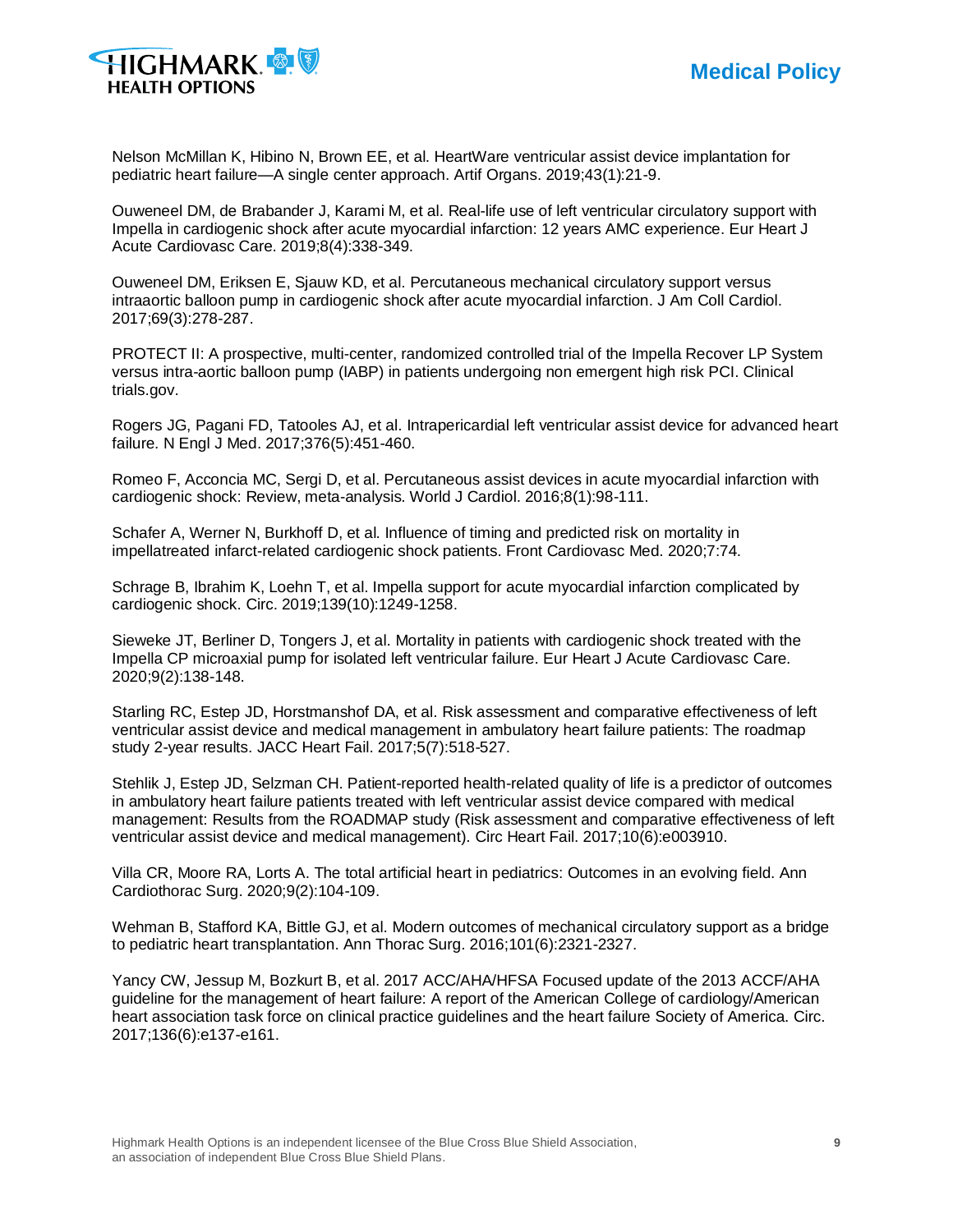Nelson McMillan K, Hibino N, Brown EE, et al. HeartWare ventricular assist device implantation for pediatric heart failure—A single center approach. Artif Organs. 2019;43(1):21-9.

Ouweneel DM, de Brabander J, Karami M, et al. Real-life use of left ventricular circulatory support with Impella in cardiogenic shock after acute myocardial infarction: 12 years AMC experience. Eur Heart J Acute Cardiovasc Care. 2019;8(4):338-349.

Ouweneel DM, Eriksen E, Sjauw KD, et al. Percutaneous mechanical circulatory support versus intraaortic balloon pump in cardiogenic shock after acute myocardial infarction. J Am Coll Cardiol. 2017;69(3):278-287.

PROTECT II: A prospective, multi-center, randomized controlled trial of the Impella Recover LP System versus intra-aortic balloon pump (IABP) in patients undergoing non emergent high risk PCI. Clinical trials.gov.

Rogers JG, Pagani FD, Tatooles AJ, et al. Intrapericardial left ventricular assist device for advanced heart failure. N Engl J Med. 2017;376(5):451-460.

Romeo F, Acconcia MC, Sergi D, et al. Percutaneous assist devices in acute myocardial infarction with cardiogenic shock: Review, meta-analysis. World J Cardiol. 2016;8(1):98-111.

Schafer A, Werner N, Burkhoff D, et al. Influence of timing and predicted risk on mortality in impellatreated infarct-related cardiogenic shock patients. Front Cardiovasc Med. 2020;7:74.

Schrage B, Ibrahim K, Loehn T, et al. Impella support for acute myocardial infarction complicated by cardiogenic shock. Circ. 2019;139(10):1249-1258.

Sieweke JT, Berliner D, Tongers J, et al. Mortality in patients with cardiogenic shock treated with the Impella CP microaxial pump for isolated left ventricular failure. Eur Heart J Acute Cardiovasc Care. 2020;9(2):138-148.

Starling RC, Estep JD, Horstmanshof DA, et al. Risk assessment and comparative effectiveness of left ventricular assist device and medical management in ambulatory heart failure patients: The roadmap study 2-year results. JACC Heart Fail. 2017;5(7):518-527.

Stehlik J, Estep JD, Selzman CH. Patient-reported health-related quality of life is a predictor of outcomes in ambulatory heart failure patients treated with left ventricular assist device compared with medical management: Results from the ROADMAP study (Risk assessment and comparative effectiveness of left ventricular assist device and medical management). Circ Heart Fail. 2017;10(6):e003910.

Villa CR, Moore RA, Lorts A. The total artificial heart in pediatrics: Outcomes in an evolving field. Ann Cardiothorac Surg. 2020;9(2):104-109.

Wehman B, Stafford KA, Bittle GJ, et al. Modern outcomes of mechanical circulatory support as a bridge to pediatric heart transplantation. Ann Thorac Surg. 2016;101(6):2321-2327.

Yancy CW, Jessup M, Bozkurt B, et al. 2017 ACC/AHA/HFSA Focused update of the 2013 ACCF/AHA guideline for the management of heart failure: A report of the American College of cardiology/American heart association task force on clinical practice guidelines and the heart failure Society of America. Circ. 2017;136(6):e137-e161.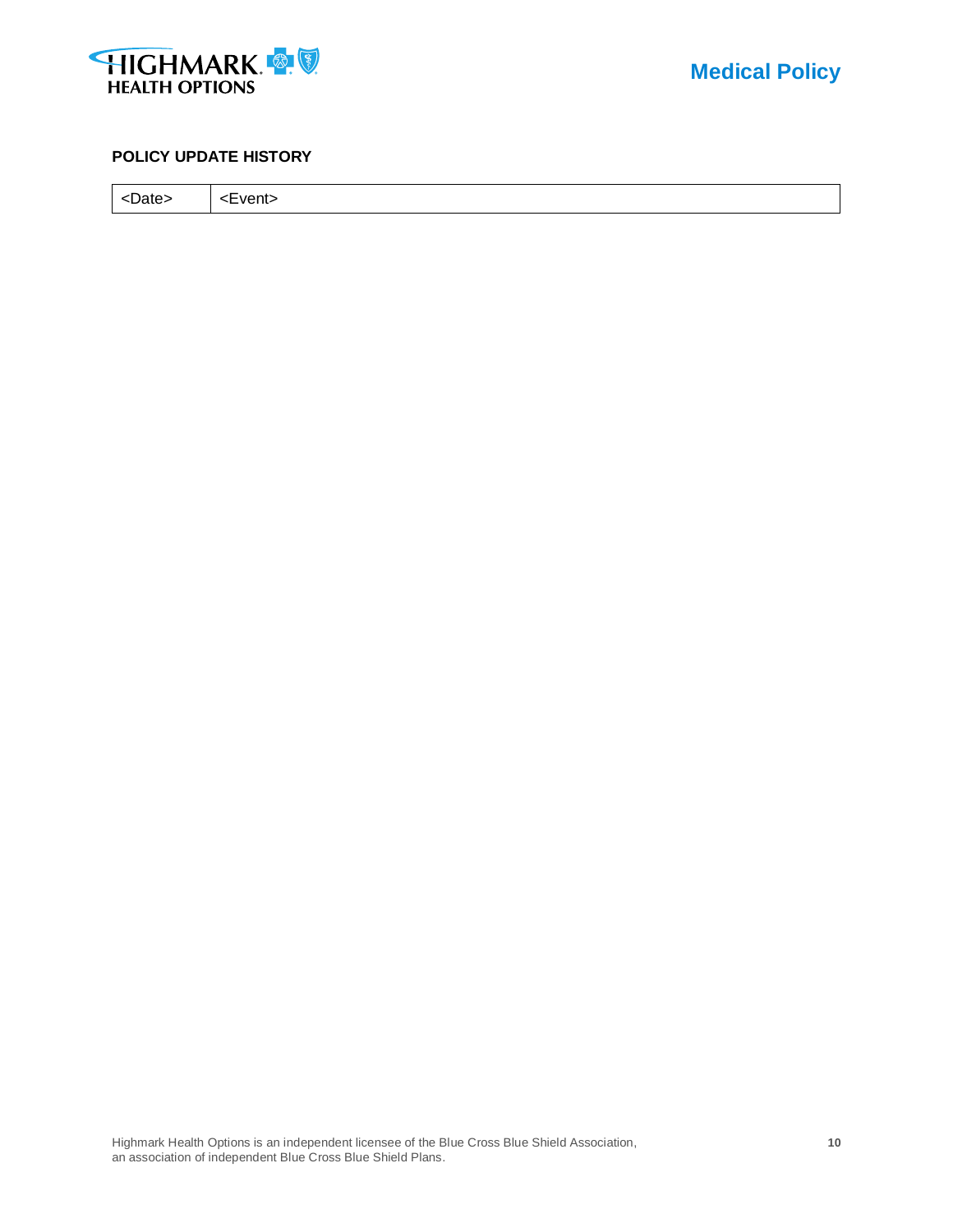## POLICY UPDATE HISTORY

| | |
|---|---|
| <Date> | <Event> |